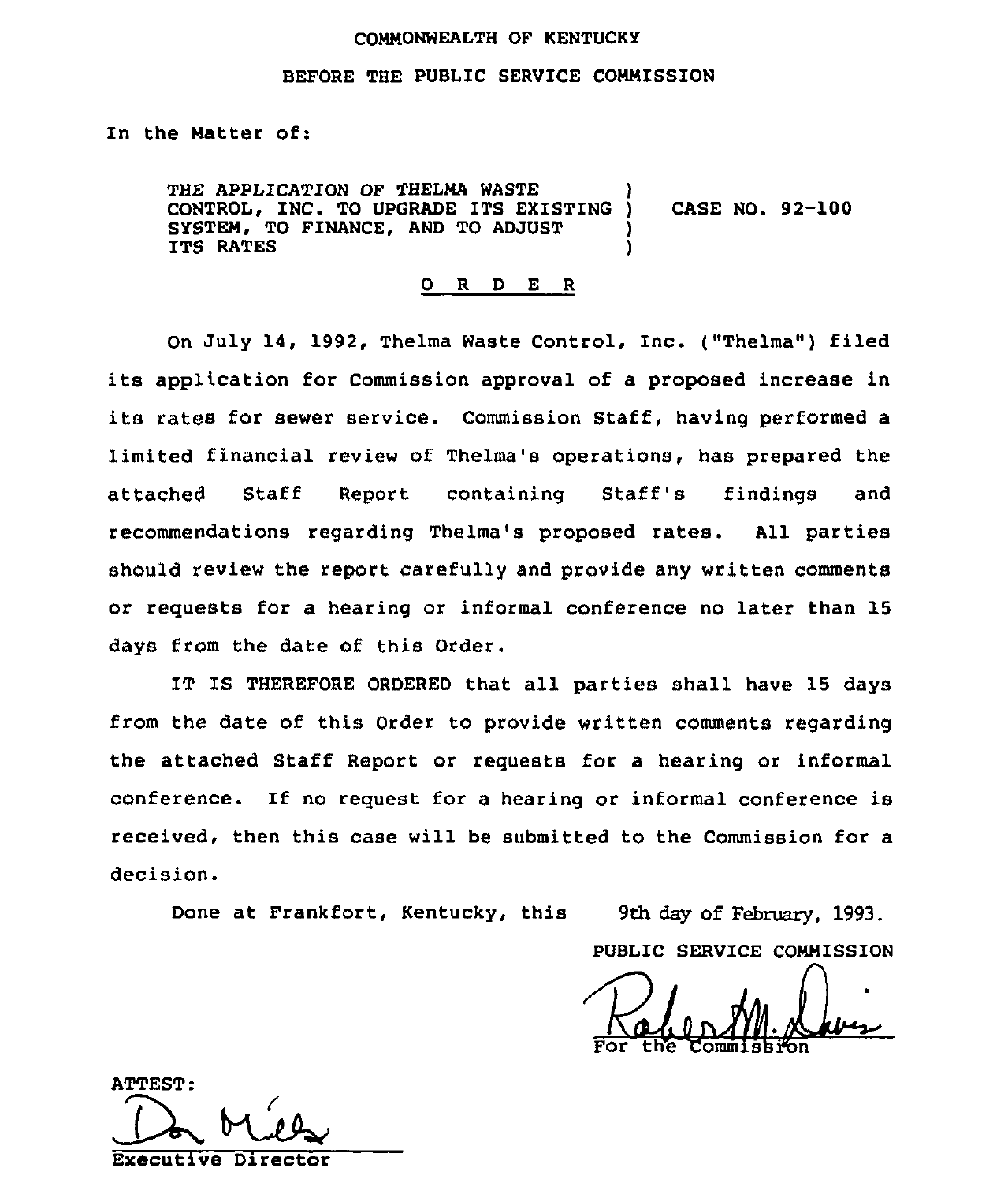COMMONWEALTH OF KENTUCKY

BEFORE THE PUBLIC SERVICE COMMISSION

In the Matter of:

| | | |
|---|---|---|
| THE APPLICATION OF THELMA WASTE CONTROL, INC. TO UPGRADE ITS EXISTING SYSTEM, TO FINANCE, AND TO ADJUST ITS RATES | ) | CASE NO. 92-100 |

## O R D E R

On July 14, 1992, Thelma Waste Control, Inc. ("Thelma") filed its application for Commission approval of a proposed increase in its rates for sewer service. Commission Staff, having performed a limited financial review of Thelma's operations, has prepared the attached Staff Report containing Staff's findings and recommendations regarding Thelma's proposed rates. All parties should review the report carefully and provide any written comments or requests for a hearing or informal conference no later than 15 days from the date of this Order.

IT IS THEREFORE ORDERED that all parties shall have 15 days from the date of this Order to provide written comments regarding the attached Staff Report or requests for a hearing or informal conference. If no request for a hearing or informal conference is received, then this case will be submitted to the Commission for a decision.

Done at Frankfort, Kentucky, this 9th day of February, 1993.

PUBLIC SERVICE COMMISSION

For the Commission

ATTEST:

Executive Director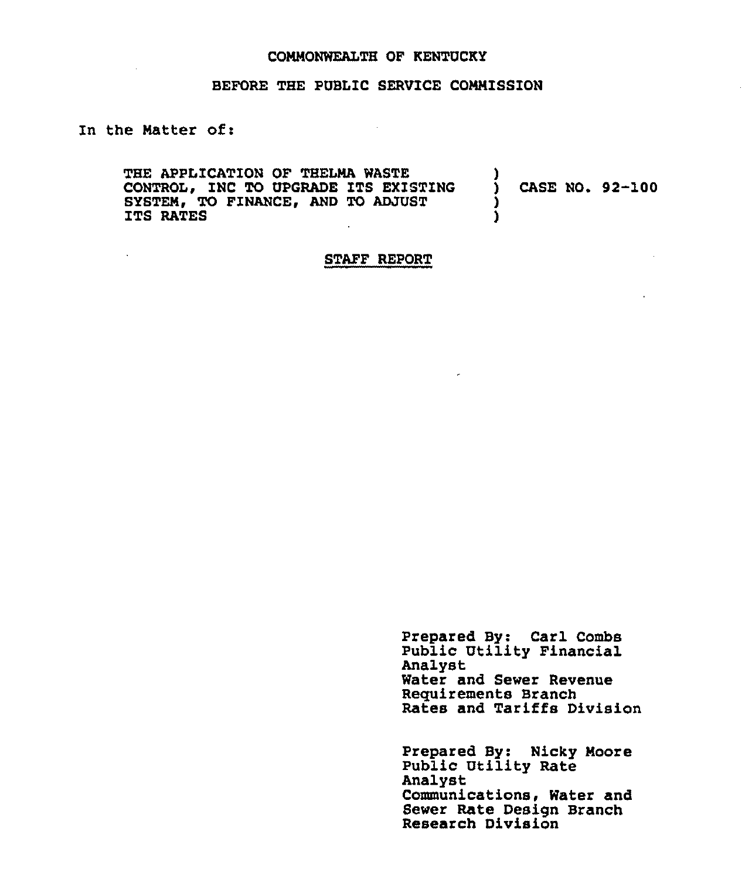COMMONWEALTH OF KENTUCKY

BEFORE THE PUBLIC SERVICE COMMISSION

In the Matter of:

| | | |
|---|---|---|
| THE APPLICATION OF THELMA WASTE CONTROL, INC TO UPGRADE ITS EXISTING SYSTEM, TO FINANCE, AND TO ADJUST ITS RATES | ) ) ) ) | CASE NO. 92-100 |

STAFF REPORT

Prepared By: Carl Combs
Public Utility Financial Analyst
Water and Sewer Revenue Requirements Branch
Rates and Tariffs Division

Prepared By: Nicky Moore
Public Utility Rate Analyst
Communications, Water and Sewer Rate Design Branch
Research Division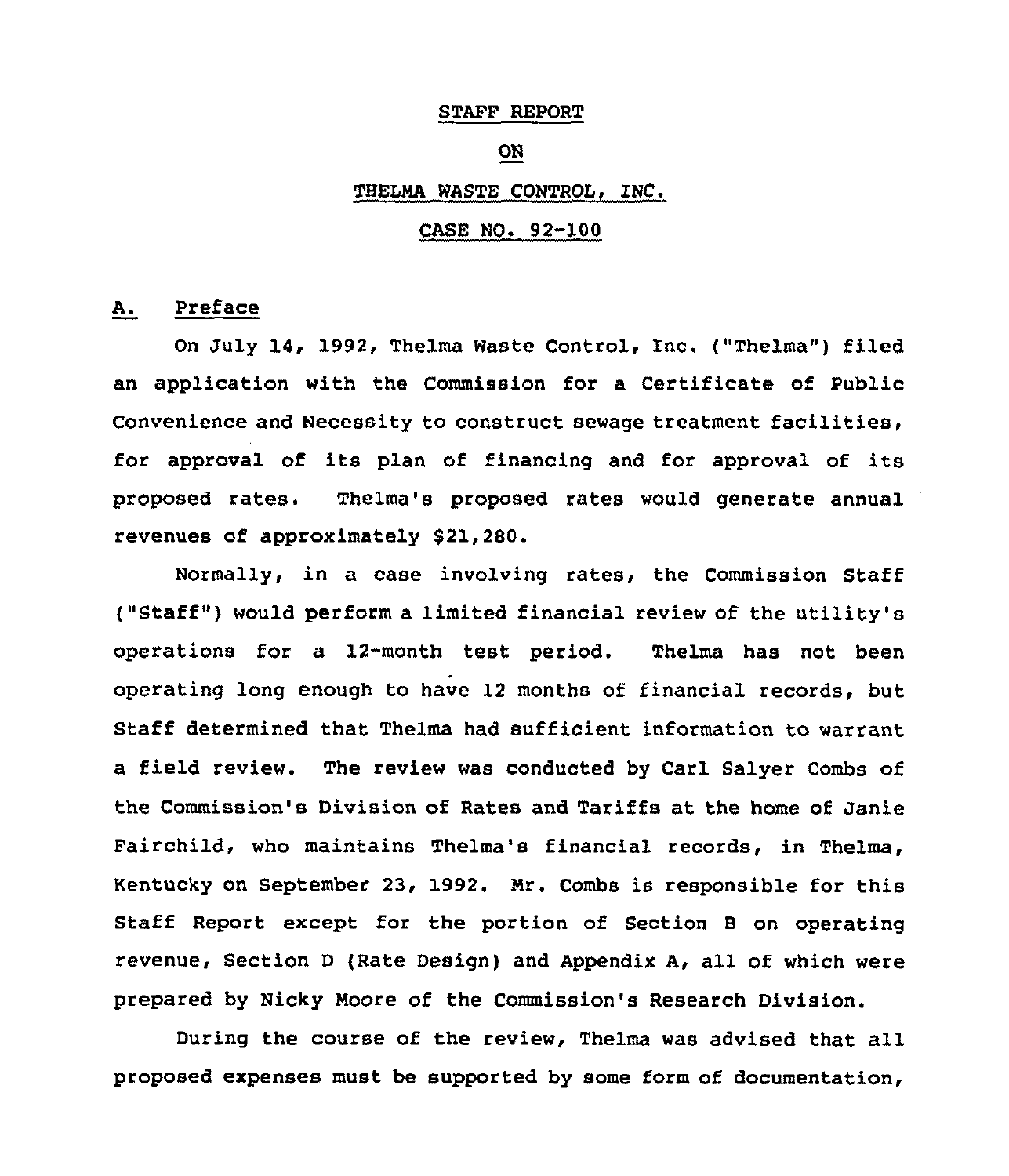STAFF REPORT

ON

THELMA WASTE CONTROL, INC.

CASE NO. 92-100

## A. Preface

On July 14, 1992, Thelma Waste Control, Inc. ("Thelma") filed an application with the Commission for a Certificate of Public Convenience and Necessity to construct sewage treatment facilities, for approval of its plan of financing and for approval of its proposed rates. Thelma's proposed rates would generate annual revenues of approximately $21,280.

Normally, in a case involving rates, the Commission Staff ("Staff") would perform a limited financial review of the utility's operations for a 12-month test period. Thelma has not been operating long enough to have 12 months of financial records, but Staff determined that Thelma had sufficient information to warrant a field review. The review was conducted by Carl Salyer Combs of the Commission's Division of Rates and Tariffs at the home of Janie Fairchild, who maintains Thelma's financial records, in Thelma, Kentucky on September 23, 1992. Mr. Combs is responsible for this Staff Report except for the portion of Section B on operating revenue, Section D (Rate Design) and Appendix A, all of which were prepared by Nicky Moore of the Commission's Research Division.

During the course of the review, Thelma was advised that all proposed expenses must be supported by some form of documentation,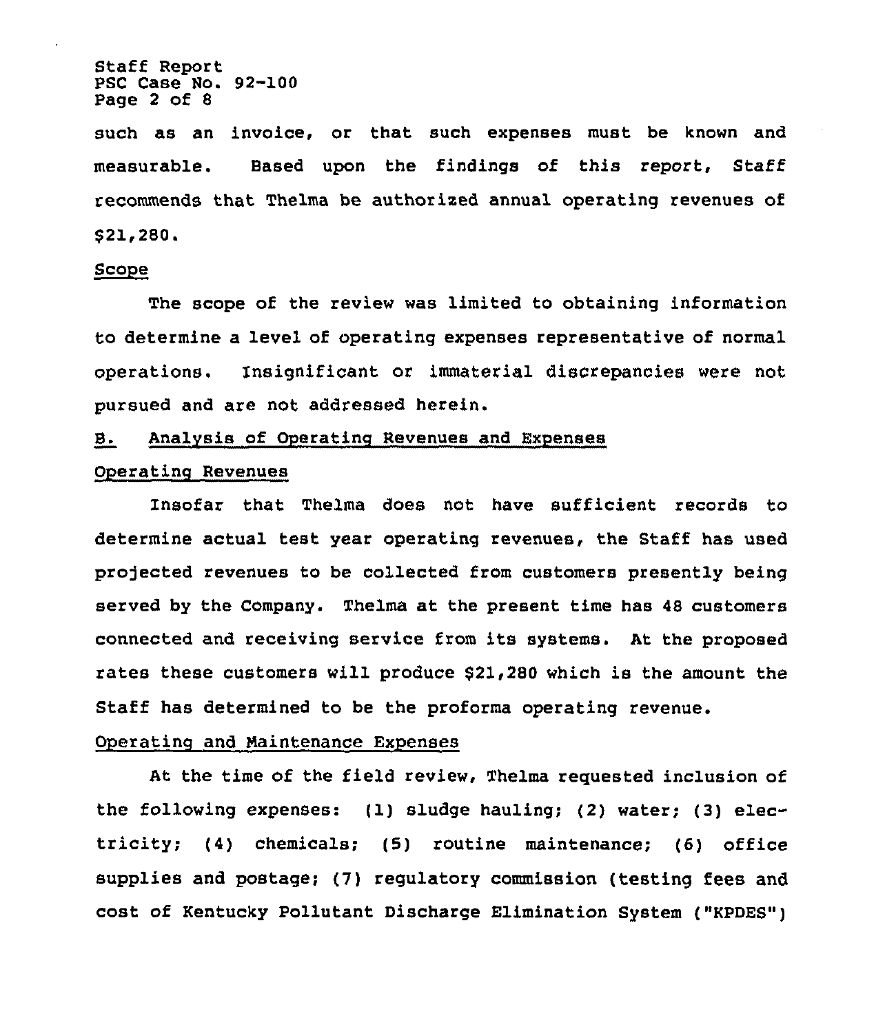such as an invoice, or that such expenses must be known and measurable. Based upon the findings of this report, Staff recommends that Thelma be authorized annual operating revenues of $21,280.

Scope

The scope of the review was limited to obtaining information to determine a level of operating expenses representative of normal operations. Insignificant or immaterial discrepancies were not pursued and are not addressed herein.

## B. Analysis of Operating Revenues and Expenses

Operating Revenues

Insofar that Thelma does not have sufficient records to determine actual test year operating revenues, the Staff has used projected revenues to be collected from customers presently being served by the Company. Thelma at the present time has 48 customers connected and receiving service from its systems. At the proposed rates these customers will produce $21,280 which is the amount the Staff has determined to be the proforma operating revenue.

Operating and Maintenance Expenses

At the time of the field review, Thelma requested inclusion of the following expenses: (1) sludge hauling; (2) water; (3) electricity; (4) chemicals; (5) routine maintenance; (6) office supplies and postage; (7) regulatory commission (testing fees and cost of Kentucky Pollutant Discharge Elimination System ("KPDES")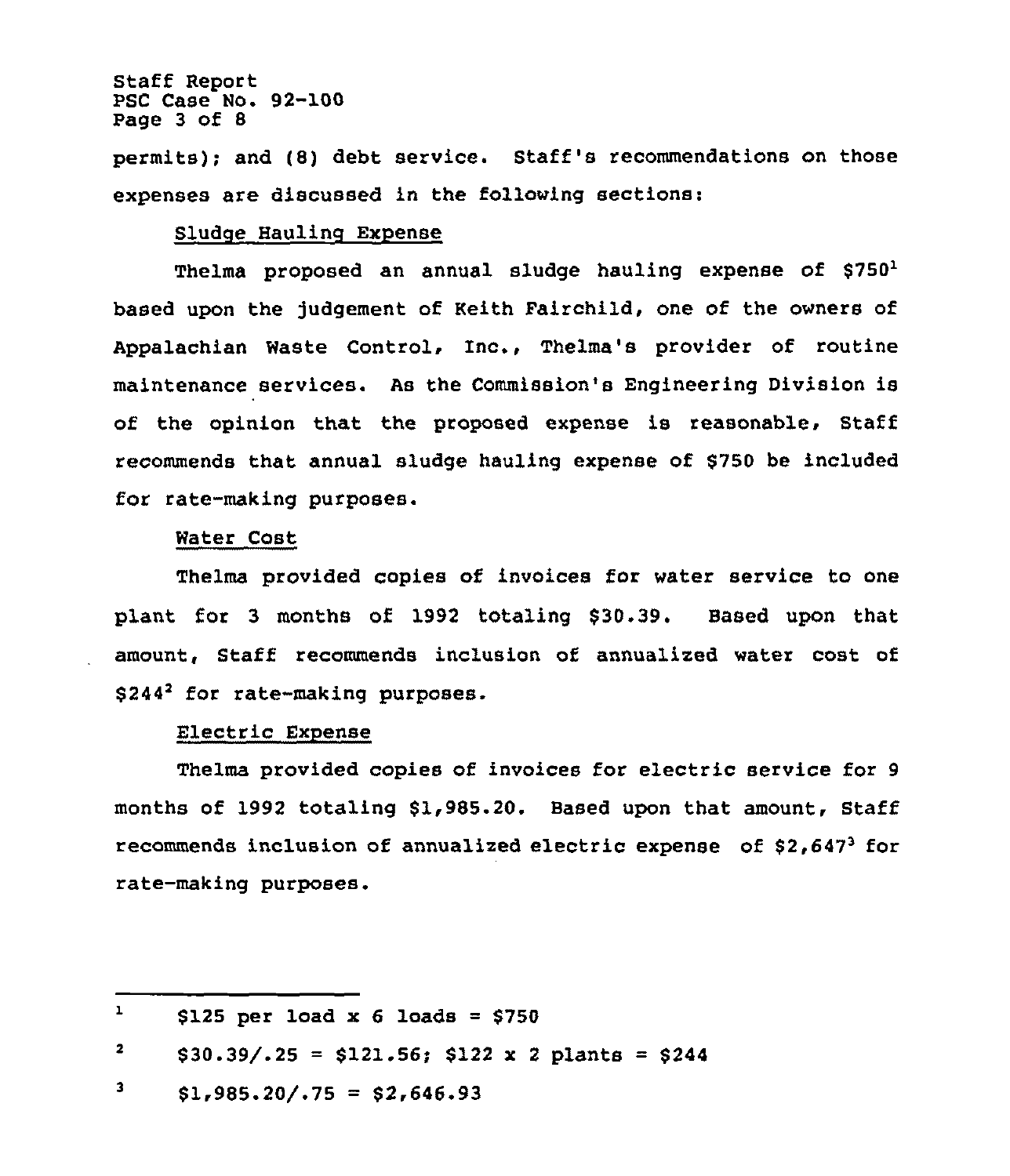permits); and (8) debt service. Staff's recommendations on those expenses are discussed in the following sections:

Sludge Hauling Expense

Thelma proposed an annual sludge hauling expense of $750[1] based upon the judgement of Keith Fairchild, one of the owners of Appalachian Waste Control, Inc., Thelma's provider of routine maintenance services. As the Commission's Engineering Division is of the opinion that the proposed expense is reasonable, Staff recommends that annual sludge hauling expense of $750 be included for rate-making purposes.

Water Cost

Thelma provided copies of invoices for water service to one plant for 3 months of 1992 totaling $30.39. Based upon that amount, Staff recommends inclusion of annualized water cost of $244[2] for rate-making purposes.

Electric Expense

Thelma provided copies of invoices for electric service for 9 months of 1992 totaling $1,985.20. Based upon that amount, Staff recommends inclusion of annualized electric expense of $2,647[3] for rate-making purposes.

---

[1] $125 per load x 6 loads = $750

[2] $30.39/.25 = $121.56; $122 x 2 plants = $244

[3] $1,985.20/.75 = $2,646.93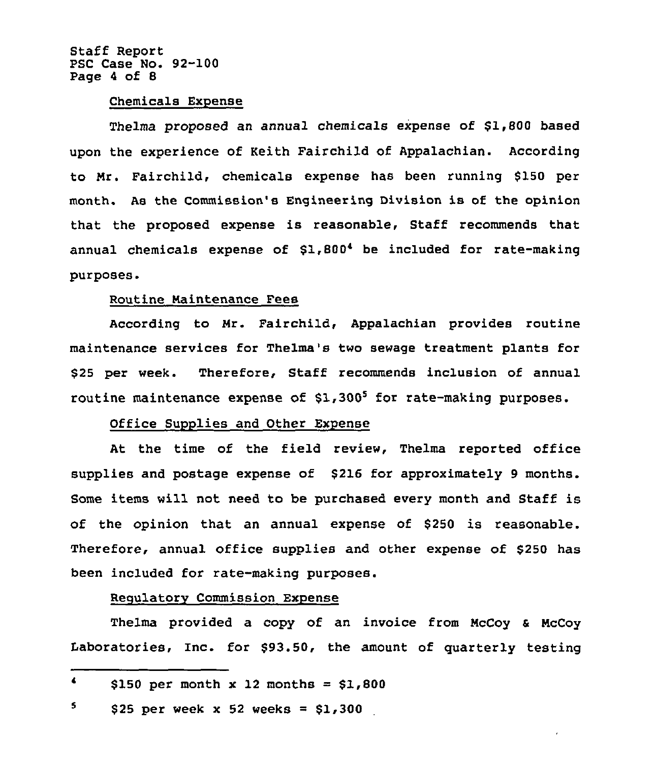Chemicals Expense

Thelma proposed an annual chemicals expense of $1,800 based upon the experience of Keith Fairchild of Appalachian. According to Mr. Fairchild, chemicals expense has been running $150 per month. As the Commission's Engineering Division is of the opinion that the proposed expense is reasonable, Staff recommends that annual chemicals expense of $1,800[4] be included for rate-making purposes.

Routine Maintenance Fees

According to Mr. Fairchild, Appalachian provides routine maintenance services for Thelma's two sewage treatment plants for $25 per week. Therefore, Staff recommends inclusion of annual routine maintenance expense of $1,300[5] for rate-making purposes.

Office Supplies and Other Expense

At the time of the field review, Thelma reported office supplies and postage expense of $216 for approximately 9 months. Some items will not need to be purchased every month and Staff is of the opinion that an annual expense of $250 is reasonable. Therefore, annual office supplies and other expense of $250 has been included for rate-making purposes.

Regulatory Commission Expense

Thelma provided a copy of an invoice from McCoy & McCoy Laboratories, Inc. for $93.50, the amount of quarterly testing

---

[4] $150 per month x 12 months = $1,800

[5] $25 per week x 52 weeks = $1,300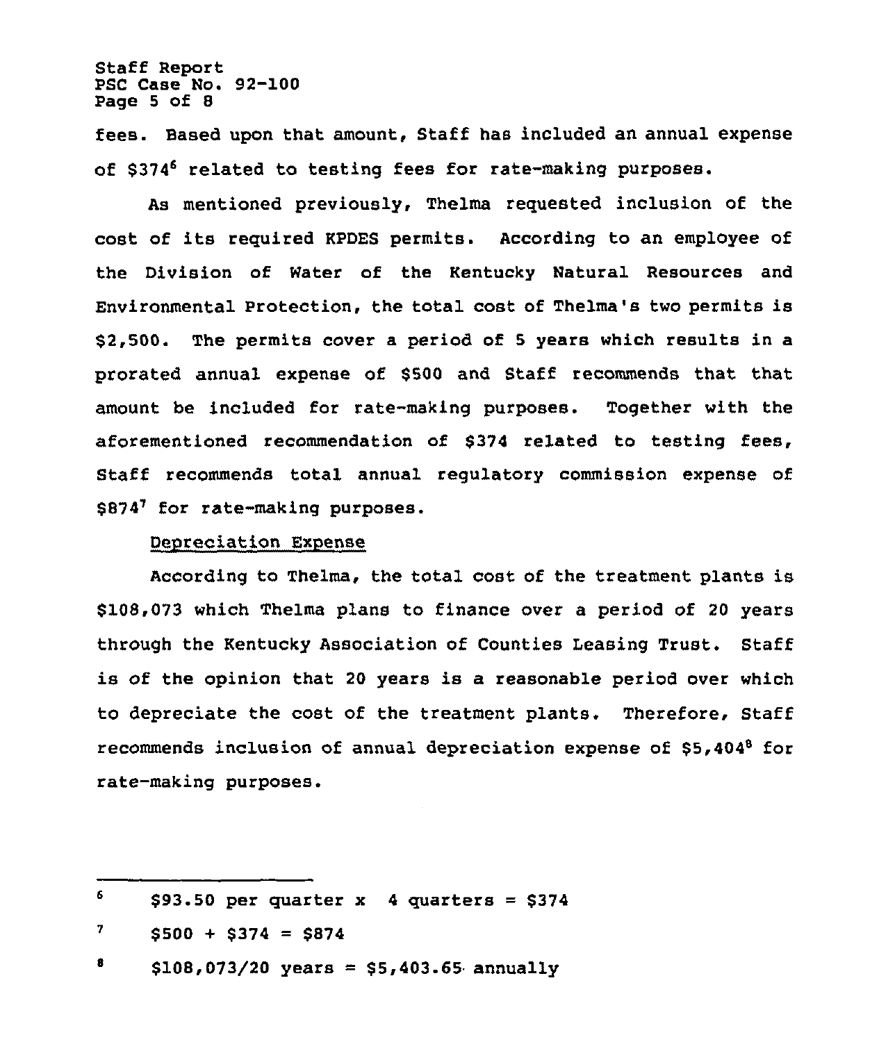fees. Based upon that amount, Staff has included an annual expense of $374[6] related to testing fees for rate-making purposes.

As mentioned previously, Thelma requested inclusion of the cost of its required KPDES permits. According to an employee of the Division of Water of the Kentucky Natural Resources and Environmental Protection, the total cost of Thelma's two permits is $2,500. The permits cover a period of 5 years which results in a prorated annual expense of $500 and Staff recommends that that amount be included for rate-making purposes. Together with the aforementioned recommendation of $374 related to testing fees, Staff recommends total annual regulatory commission expense of $874[7] for rate-making purposes.

Depreciation Expense

According to Thelma, the total cost of the treatment plants is $108,073 which Thelma plans to finance over a period of 20 years through the Kentucky Association of Counties Leasing Trust. Staff is of the opinion that 20 years is a reasonable period over which to depreciate the cost of the treatment plants. Therefore, Staff recommends inclusion of annual depreciation expense of $5,404[8] for rate-making purposes.

---

[6] $93.50 per quarter x 4 quarters = $374

[7] $500 + $374 = $874

[8] $108,073/20 years = $5,403.65 annually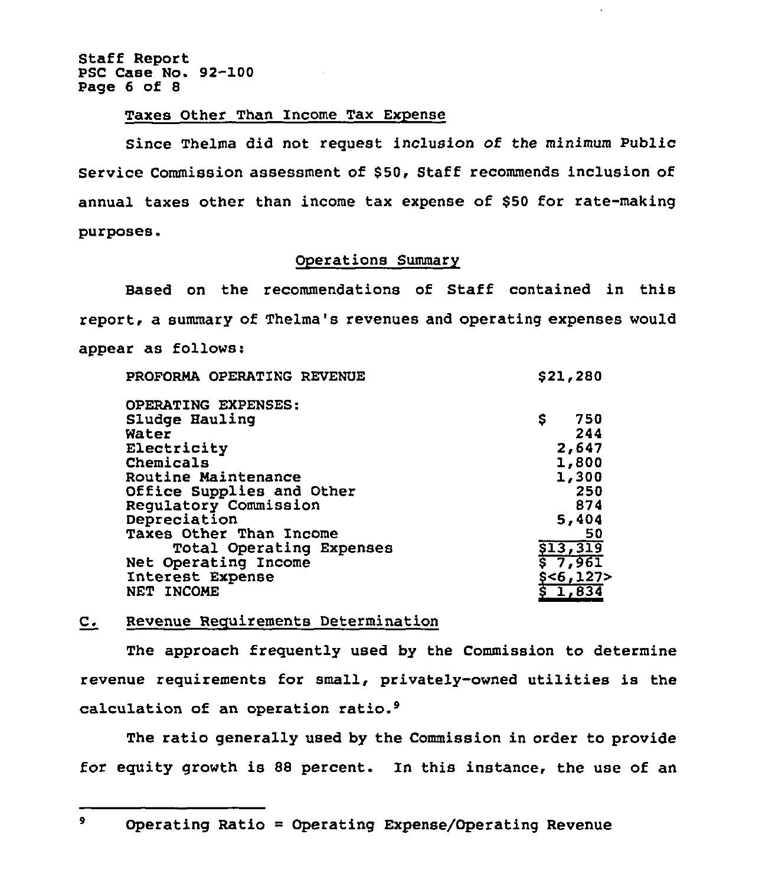Taxes Other Than Income Tax Expense

Since Thelma did not request inclusion of the minimum Public Service Commission assessment of $50, Staff recommends inclusion of annual taxes other than income tax expense of $50 for rate-making purposes.

Operations Summary

Based on the recommendations of Staff contained in this report, a summary of Thelma's revenues and operating expenses would appear as follows:

| | |
|---|---|
| PROFORMA OPERATING REVENUE | $21,280 |
| OPERATING EXPENSES: | |
| Sludge Hauling | $ 750 |
| Water | 244 |
| Electricity | 2,647 |
| Chemicals | 1,800 |
| Routine Maintenance | 1,300 |
| Office Supplies and Other | 250 |
| Regulatory Commission | 874 |
| Depreciation | 5,404 |
| Taxes Other Than Income | 50 |
| Total Operating Expenses | $13,319 |
| Net Operating Income | $ 7,961 |
| Interest Expense | $<6,127> |
| NET INCOME | $ 1,834 |

## C. Revenue Requirements Determination

The approach frequently used by the Commission to determine revenue requirements for small, privately-owned utilities is the calculation of an operation ratio.[9]

The ratio generally used by the Commission in order to provide for equity growth is 88 percent. In this instance, the use of an

---

[9] Operating Ratio = Operating Expense/Operating Revenue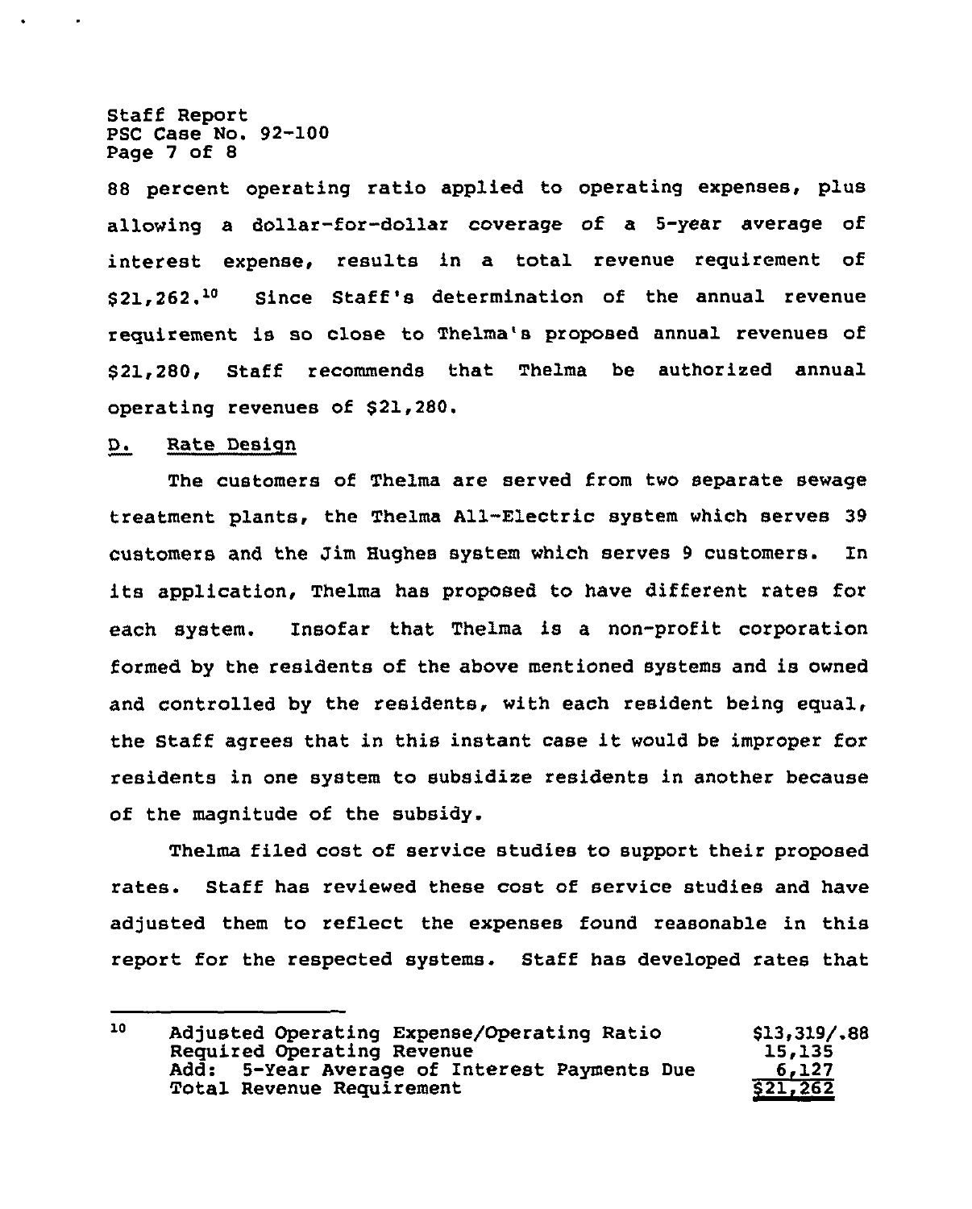88 percent operating ratio applied to operating expenses, plus allowing a dollar-for-dollar coverage of a 5-year average of interest expense, results in a total revenue requirement of $21,262.[10] Since Staff's determination of the annual revenue requirement is so close to Thelma's proposed annual revenues of $21,280, Staff recommends that Thelma be authorized annual operating revenues of $21,280.

## D. Rate Design

The customers of Thelma are served from two separate sewage treatment plants, the Thelma All-Electric system which serves 39 customers and the Jim Hughes system which serves 9 customers. In its application, Thelma has proposed to have different rates for each system. Insofar that Thelma is a non-profit corporation formed by the residents of the above mentioned systems and is owned and controlled by the residents, with each resident being equal, the Staff agrees that in this instant case it would be improper for residents in one system to subsidize residents in another because of the magnitude of the subsidy.

Thelma filed cost of service studies to support their proposed rates. Staff has reviewed these cost of service studies and have adjusted them to reflect the expenses found reasonable in this report for the respected systems. Staff has developed rates that

---

[10]

| | |
|---|---|
| Adjusted Operating Expense/Operating Ratio | $13,319/.88 |
| Required Operating Revenue | 15,135 |
| Add: 5-Year Average of Interest Payments Due | 6,127 |
| Total Revenue Requirement | $21,262 |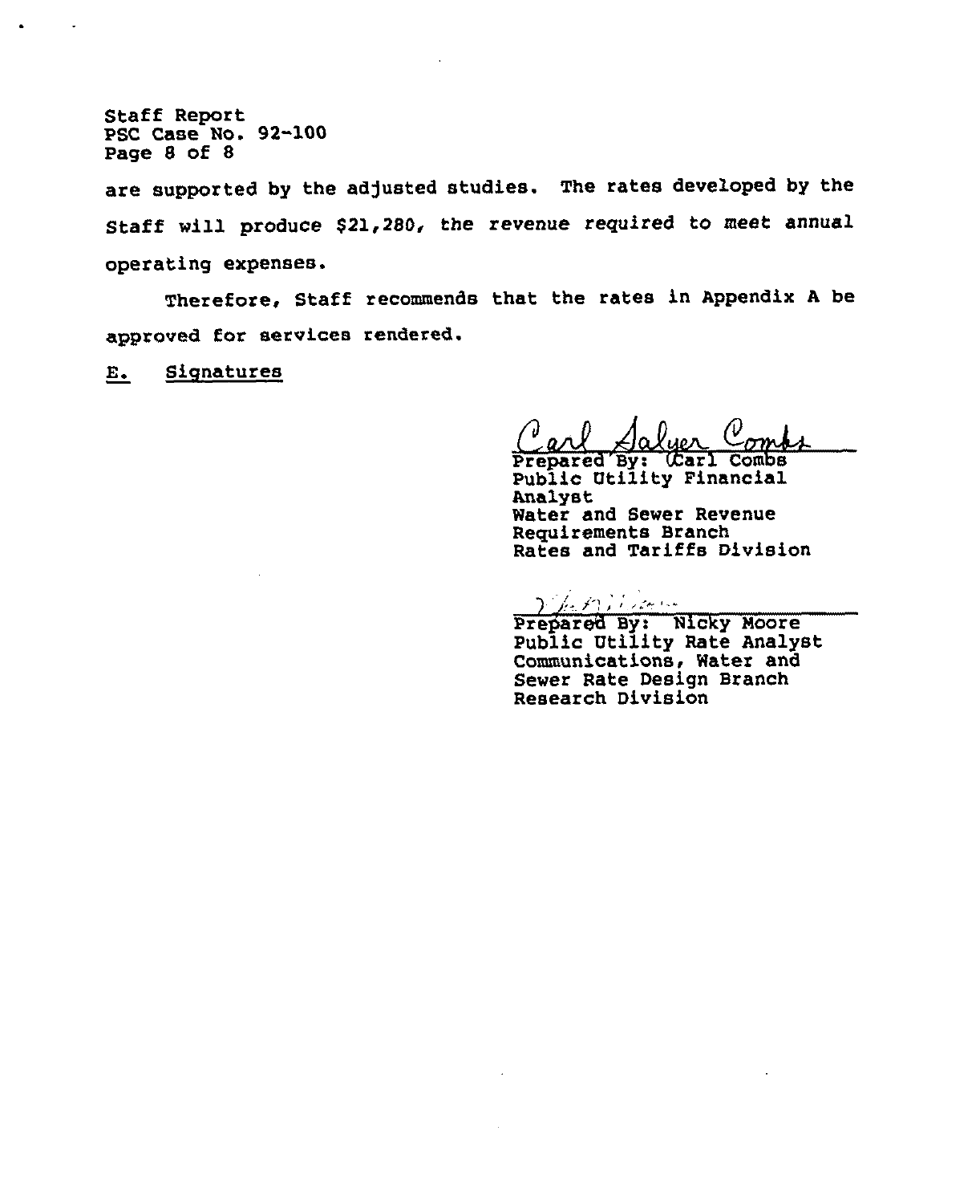are supported by the adjusted studies. The rates developed by the Staff will produce $21,280, the revenue required to meet annual operating expenses.

Therefore, Staff recommends that the rates in Appendix A be approved for services rendered.

## E. Signatures

Carl Salyer Combs
Prepared By: Carl Combs
Public Utility Financial Analyst
Water and Sewer Revenue Requirements Branch
Rates and Tariffs Division

Prepared By: Nicky Moore
Public Utility Rate Analyst
Communications, Water and Sewer Rate Design Branch
Research Division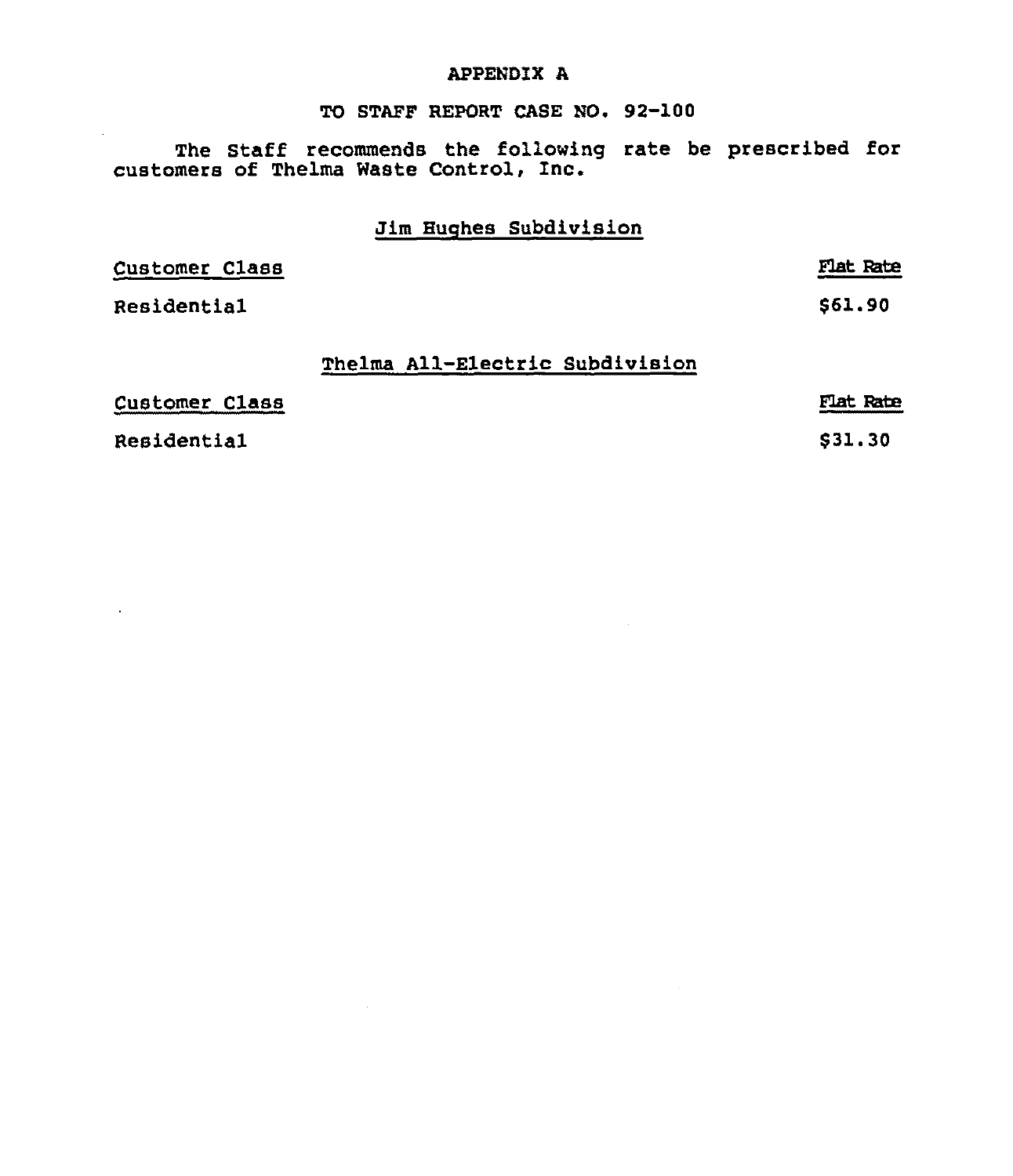# APPENDIX A

## TO STAFF REPORT CASE NO. 92-100

The Staff recommends the following rate be prescribed for customers of Thelma Waste Control, Inc.

### Jim Hughes Subdivision

| Customer Class | Flat Rate |
|---|---|
| Residential | $61.90 |

### Thelma All-Electric Subdivision

| Customer Class | Flat Rate |
|---|---|
| Residential | $31.30 |